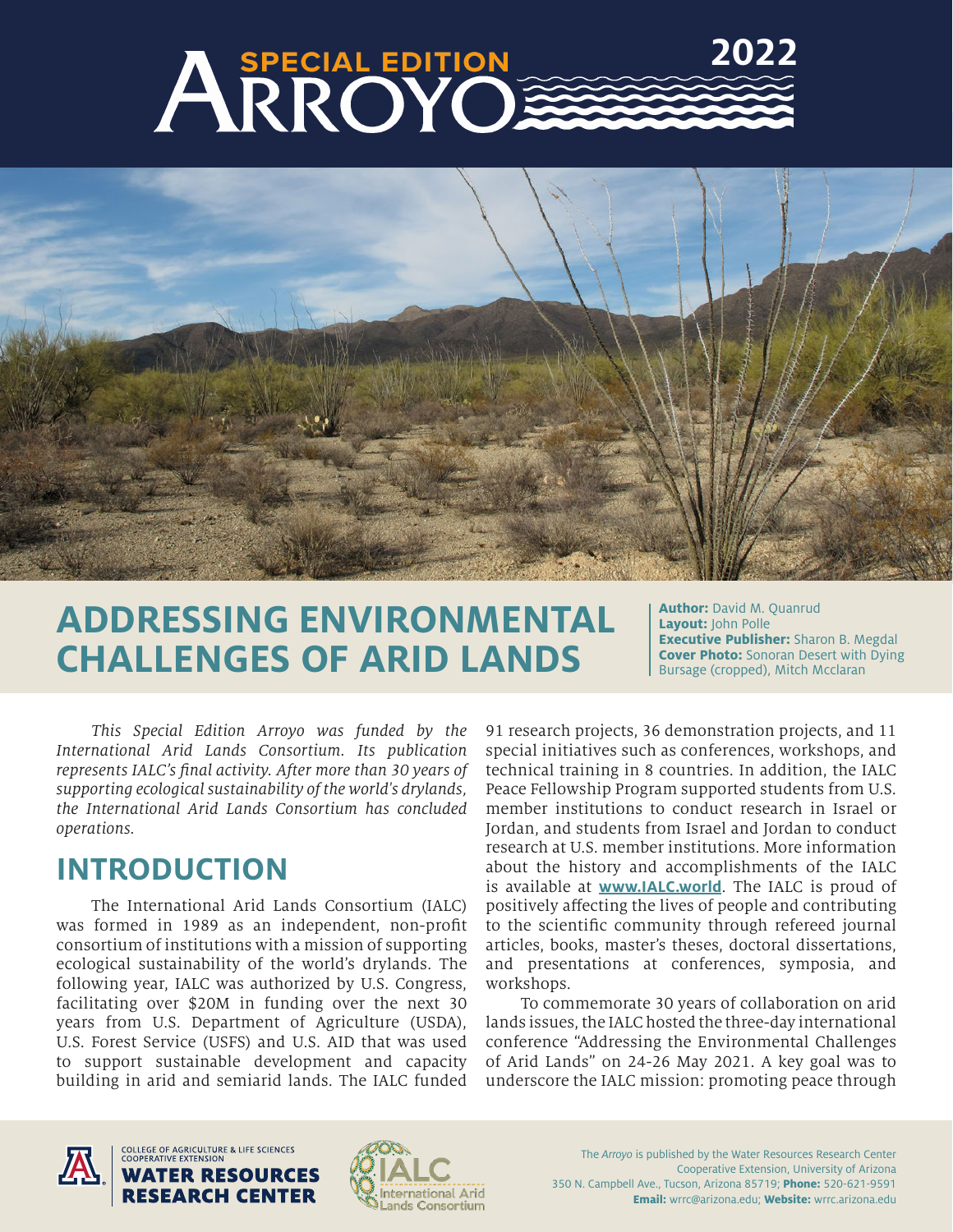# SPECIAL EDITION ARROYO 2022

# ADDRESSING ENVIRONMENTAL CHALLENGES OF ARID LANDS

**Author:** David M. Quanrud
**Layout:** John Polle
**Executive Publisher:** Sharon B. Megdal
**Cover Photo:** Sonoran Desert with Dying Bursage (cropped), Mitch Mcclaran

*This Special Edition Arroyo was funded by the International Arid Lands Consortium. Its publication represents IALC's final activity. After more than 30 years of supporting ecological sustainability of the world's drylands, the International Arid Lands Consortium has concluded operations.*

## INTRODUCTION

The International Arid Lands Consortium (IALC) was formed in 1989 as an independent, non-profit consortium of institutions with a mission of supporting ecological sustainability of the world's drylands. The following year, IALC was authorized by U.S. Congress, facilitating over $20M in funding over the next 30 years from U.S. Department of Agriculture (USDA), U.S. Forest Service (USFS) and U.S. AID that was used to support sustainable development and capacity building in arid and semiarid lands. The IALC funded 91 research projects, 36 demonstration projects, and 11 special initiatives such as conferences, workshops, and technical training in 8 countries. In addition, the IALC Peace Fellowship Program supported students from U.S. member institutions to conduct research in Israel or Jordan, and students from Israel and Jordan to conduct research at U.S. member institutions. More information about the history and accomplishments of the IALC is available at **[www.IALC.world](http://www.IALC.world)**. The IALC is proud of positively affecting the lives of people and contributing to the scientific community through refereed journal articles, books, master's theses, doctoral dissertations, and presentations at conferences, symposia, and workshops.

To commemorate 30 years of collaboration on arid lands issues, the IALC hosted the three-day international conference "Addressing the Environmental Challenges of Arid Lands" on 24-26 May 2021. A key goal was to underscore the IALC mission: promoting peace through

COLLEGE OF AGRICULTURE & LIFE SCIENCES COOPERATIVE EXTENSION
**WATER RESOURCES RESEARCH CENTER**

IALC International Arid Lands Consortium

The *Arroyo* is published by the Water Resources Research Center Cooperative Extension, University of Arizona 350 N. Campbell Ave., Tucson, Arizona 85719; **Phone:** 520-621-9591 **Email:** wrrc@arizona.edu; **Website:** wrrc.arizona.edu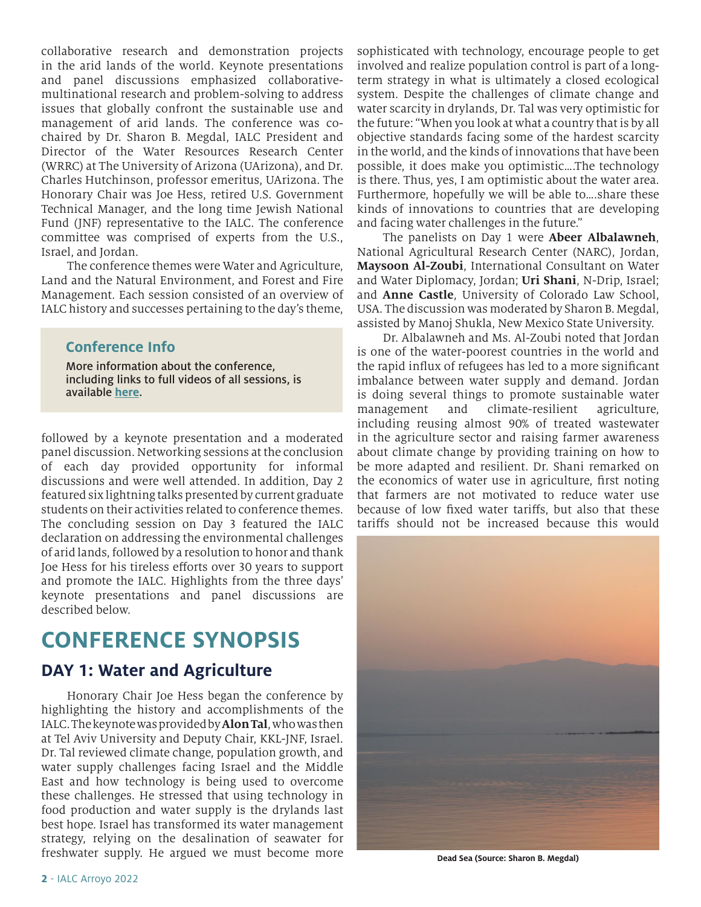collaborative research and demonstration projects in the arid lands of the world. Keynote presentations and panel discussions emphasized collaborative-multinational research and problem-solving to address issues that globally confront the sustainable use and management of arid lands. The conference was co-chaired by Dr. Sharon B. Megdal, IALC President and Director of the Water Resources Research Center (WRRC) at The University of Arizona (UArizona), and Dr. Charles Hutchinson, professor emeritus, UArizona. The Honorary Chair was Joe Hess, retired U.S. Government Technical Manager, and the long time Jewish National Fund (JNF) representative to the IALC. The conference committee was comprised of experts from the U.S., Israel, and Jordan.

The conference themes were Water and Agriculture, Land and the Natural Environment, and Forest and Fire Management. Each session consisted of an overview of IALC history and successes pertaining to the day's theme, followed by a keynote presentation and a moderated panel discussion. Networking sessions at the conclusion of each day provided opportunity for informal discussions and were well attended. In addition, Day 2 featured six lightning talks presented by current graduate students on their activities related to conference themes. The concluding session on Day 3 featured the IALC declaration on addressing the environmental challenges of arid lands, followed by a resolution to honor and thank Joe Hess for his tireless efforts over 30 years to support and promote the IALC. Highlights from the three days' keynote presentations and panel discussions are described below.

### Conference Info

More information about the conference, including links to full videos of all sessions, is available here.

# CONFERENCE SYNOPSIS

## DAY 1: Water and Agriculture

Honorary Chair Joe Hess began the conference by highlighting the history and accomplishments of the IALC. The keynote was provided by **Alon Tal**, who was then at Tel Aviv University and Deputy Chair, KKL-JNF, Israel. Dr. Tal reviewed climate change, population growth, and water supply challenges facing Israel and the Middle East and how technology is being used to overcome these challenges. He stressed that using technology in food production and water supply is the drylands last best hope. Israel has transformed its water management strategy, relying on the desalination of seawater for freshwater supply. He argued we must become more sophisticated with technology, encourage people to get involved and realize population control is part of a long-term strategy in what is ultimately a closed ecological system. Despite the challenges of climate change and water scarcity in drylands, Dr. Tal was very optimistic for the future: "When you look at what a country that is by all objective standards facing some of the hardest scarcity in the world, and the kinds of innovations that have been possible, it does make you optimistic….The technology is there. Thus, yes, I am optimistic about the water area. Furthermore, hopefully we will be able to….share these kinds of innovations to countries that are developing and facing water challenges in the future."

The panelists on Day 1 were **Abeer Albalawneh**, National Agricultural Research Center (NARC), Jordan, **Maysoon Al-Zoubi**, International Consultant on Water and Water Diplomacy, Jordan; **Uri Shani**, N-Drip, Israel; and **Anne Castle**, University of Colorado Law School, USA. The discussion was moderated by Sharon B. Megdal, assisted by Manoj Shukla, New Mexico State University.

Dr. Albalawneh and Ms. Al-Zoubi noted that Jordan is one of the water-poorest countries in the world and the rapid influx of refugees has led to a more significant imbalance between water supply and demand. Jordan is doing several things to promote sustainable water management and climate-resilient agriculture, including reusing almost 90% of treated wastewater in the agriculture sector and raising farmer awareness about climate change by providing training on how to be more adapted and resilient. Dr. Shani remarked on the economics of water use in agriculture, first noting that farmers are not motivated to reduce water use because of low fixed water tariffs, but also that these tariffs should not be increased because this would

Dead Sea (Source: Sharon B. Megdal)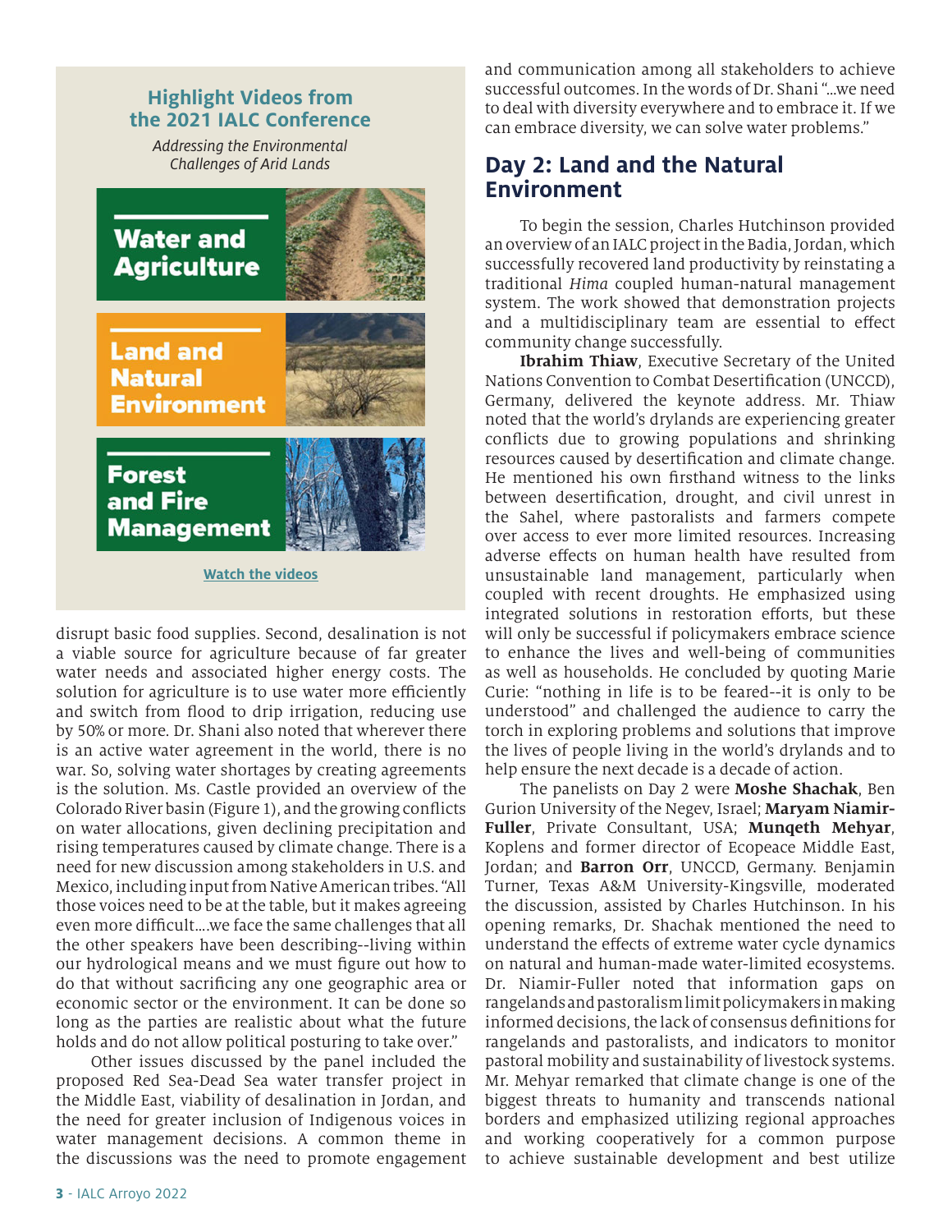### Highlight Videos from the 2021 IALC Conference

*Addressing the Environmental Challenges of Arid Lands*

**Water and Agriculture**

**Land and Natural Environment**

**Forest and Fire Management**

Watch the videos

disrupt basic food supplies. Second, desalination is not a viable source for agriculture because of far greater water needs and associated higher energy costs. The solution for agriculture is to use water more efficiently and switch from flood to drip irrigation, reducing use by 50% or more. Dr. Shani also noted that wherever there is an active water agreement in the world, there is no war. So, solving water shortages by creating agreements is the solution. Ms. Castle provided an overview of the Colorado River basin (Figure 1), and the growing conflicts on water allocations, given declining precipitation and rising temperatures caused by climate change. There is a need for new discussion among stakeholders in U.S. and Mexico, including input from Native American tribes. "All those voices need to be at the table, but it makes agreeing even more difficult....we face the same challenges that all the other speakers have been describing--living within our hydrological means and we must figure out how to do that without sacrificing any one geographic area or economic sector or the environment. It can be done so long as the parties are realistic about what the future holds and do not allow political posturing to take over."

Other issues discussed by the panel included the proposed Red Sea-Dead Sea water transfer project in the Middle East, viability of desalination in Jordan, and the need for greater inclusion of Indigenous voices in water management decisions. A common theme in the discussions was the need to promote engagement and communication among all stakeholders to achieve successful outcomes. In the words of Dr. Shani "...we need to deal with diversity everywhere and to embrace it. If we can embrace diversity, we can solve water problems."

## Day 2: Land and the Natural Environment

To begin the session, Charles Hutchinson provided an overview of an IALC project in the Badia, Jordan, which successfully recovered land productivity by reinstating a traditional *Hima* coupled human-natural management system. The work showed that demonstration projects and a multidisciplinary team are essential to effect community change successfully.

**Ibrahim Thiaw**, Executive Secretary of the United Nations Convention to Combat Desertification (UNCCD), Germany, delivered the keynote address. Mr. Thiaw noted that the world's drylands are experiencing greater conflicts due to growing populations and shrinking resources caused by desertification and climate change. He mentioned his own firsthand witness to the links between desertification, drought, and civil unrest in the Sahel, where pastoralists and farmers compete over access to ever more limited resources. Increasing adverse effects on human health have resulted from unsustainable land management, particularly when coupled with recent droughts. He emphasized using integrated solutions in restoration efforts, but these will only be successful if policymakers embrace science to enhance the lives and well-being of communities as well as households. He concluded by quoting Marie Curie: "nothing in life is to be feared--it is only to be understood" and challenged the audience to carry the torch in exploring problems and solutions that improve the lives of people living in the world's drylands and to help ensure the next decade is a decade of action.

The panelists on Day 2 were **Moshe Shachak**, Ben Gurion University of the Negev, Israel; **Maryam Niamir-Fuller**, Private Consultant, USA; **Munqeth Mehyar**, Koplens and former director of Ecopeace Middle East, Jordan; and **Barron Orr**, UNCCD, Germany. Benjamin Turner, Texas A&M University-Kingsville, moderated the discussion, assisted by Charles Hutchinson. In his opening remarks, Dr. Shachak mentioned the need to understand the effects of extreme water cycle dynamics on natural and human-made water-limited ecosystems. Dr. Niamir-Fuller noted that information gaps on rangelands and pastoralism limit policymakers in making informed decisions, the lack of consensus definitions for rangelands and pastoralists, and indicators to monitor pastoral mobility and sustainability of livestock systems. Mr. Mehyar remarked that climate change is one of the biggest threats to humanity and transcends national borders and emphasized utilizing regional approaches and working cooperatively for a common purpose to achieve sustainable development and best utilize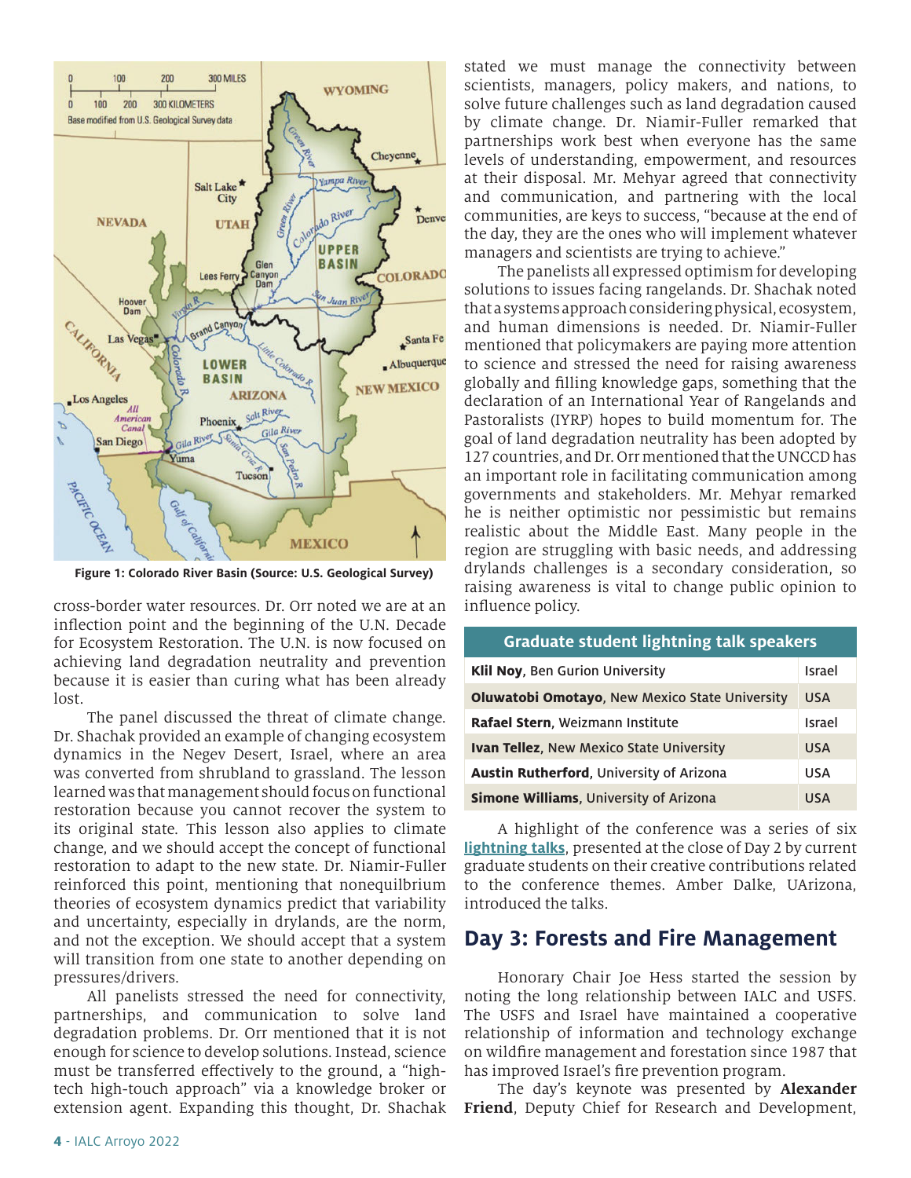Figure 1: Colorado River Basin (Source: U.S. Geological Survey)

cross-border water resources. Dr. Orr noted we are at an inflection point and the beginning of the U.N. Decade for Ecosystem Restoration. The U.N. is now focused on achieving land degradation neutrality and prevention because it is easier than curing what has been already lost.

The panel discussed the threat of climate change. Dr. Shachak provided an example of changing ecosystem dynamics in the Negev Desert, Israel, where an area was converted from shrubland to grassland. The lesson learned was that management should focus on functional restoration because you cannot recover the system to its original state. This lesson also applies to climate change, and we should accept the concept of functional restoration to adapt to the new state. Dr. Niamir-Fuller reinforced this point, mentioning that nonequilbrium theories of ecosystem dynamics predict that variability and uncertainty, especially in drylands, are the norm, and not the exception. We should accept that a system will transition from one state to another depending on pressures/drivers.

All panelists stressed the need for connectivity, partnerships, and communication to solve land degradation problems. Dr. Orr mentioned that it is not enough for science to develop solutions. Instead, science must be transferred effectively to the ground, a "high-tech high-touch approach" via a knowledge broker or extension agent. Expanding this thought, Dr. Shachak stated we must manage the connectivity between scientists, managers, policy makers, and nations, to solve future challenges such as land degradation caused by climate change. Dr. Niamir-Fuller remarked that partnerships work best when everyone has the same levels of understanding, empowerment, and resources at their disposal. Mr. Mehyar agreed that connectivity and communication, and partnering with the local communities, are keys to success, "because at the end of the day, they are the ones who will implement whatever managers and scientists are trying to achieve."

The panelists all expressed optimism for developing solutions to issues facing rangelands. Dr. Shachak noted that a systems approach considering physical, ecosystem, and human dimensions is needed. Dr. Niamir-Fuller mentioned that policymakers are paying more attention to science and stressed the need for raising awareness globally and filling knowledge gaps, something that the declaration of an International Year of Rangelands and Pastoralists (IYRP) hopes to build momentum for. The goal of land degradation neutrality has been adopted by 127 countries, and Dr. Orr mentioned that the UNCCD has an important role in facilitating communication among governments and stakeholders. Mr. Mehyar remarked he is neither optimistic nor pessimistic but remains realistic about the Middle East. Many people in the region are struggling with basic needs, and addressing drylands challenges is a secondary consideration, so raising awareness is vital to change public opinion to influence policy.

| Graduate student lightning talk speakers | |
|---|---|
| **Klil Noy**, Ben Gurion University | Israel |
| **Oluwatobi Omotayo**, New Mexico State University | USA |
| **Rafael Stern**, Weizmann Institute | Israel |
| **Ivan Tellez**, New Mexico State University | USA |
| **Austin Rutherford**, University of Arizona | USA |
| **Simone Williams**, University of Arizona | USA |

A highlight of the conference was a series of six **lightning talks**, presented at the close of Day 2 by current graduate students on their creative contributions related to the conference themes. Amber Dalke, UArizona, introduced the talks.

## Day 3: Forests and Fire Management

Honorary Chair Joe Hess started the session by noting the long relationship between IALC and USFS. The USFS and Israel have maintained a cooperative relationship of information and technology exchange on wildfire management and forestation since 1987 that has improved Israel's fire prevention program.

The day's keynote was presented by **Alexander Friend**, Deputy Chief for Research and Development,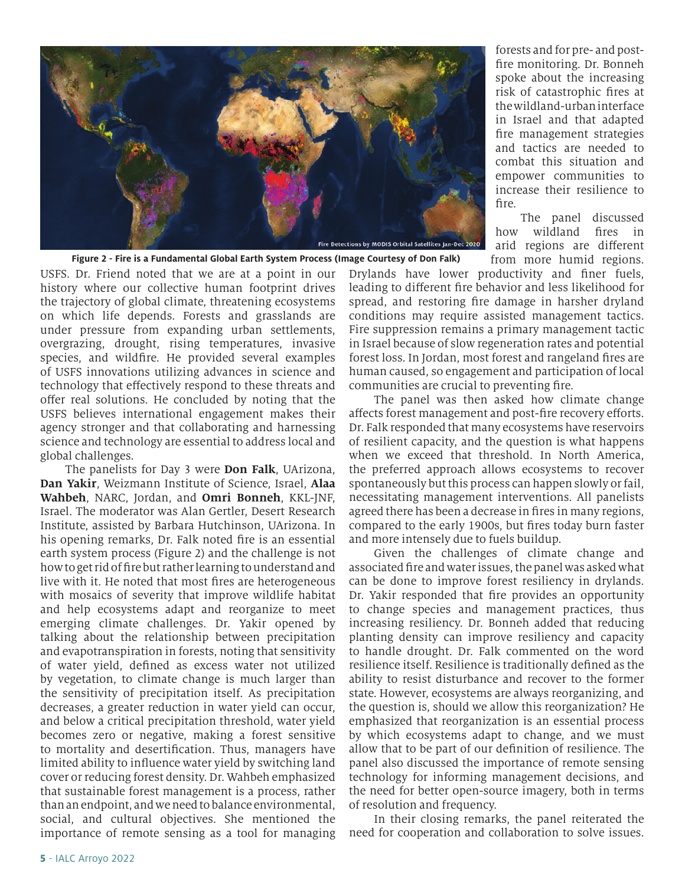Figure 2 - Fire is a Fundamental Global Earth System Process (Image Courtesy of Don Falk)

USFS. Dr. Friend noted that we are at a point in our history where our collective human footprint drives the trajectory of global climate, threatening ecosystems on which life depends. Forests and grasslands are under pressure from expanding urban settlements, overgrazing, drought, rising temperatures, invasive species, and wildfire. He provided several examples of USFS innovations utilizing advances in science and technology that effectively respond to these threats and offer real solutions. He concluded by noting that the USFS believes international engagement makes their agency stronger and that collaborating and harnessing science and technology are essential to address local and global challenges.

The panelists for Day 3 were **Don Falk**, UArizona, **Dan Yakir**, Weizmann Institute of Science, Israel, **Alaa Wahbeh**, NARC, Jordan, and **Omri Bonneh**, KKL-JNF, Israel. The moderator was Alan Gertler, Desert Research Institute, assisted by Barbara Hutchinson, UArizona. In his opening remarks, Dr. Falk noted fire is an essential earth system process (Figure 2) and the challenge is not how to get rid of fire but rather learning to understand and live with it. He noted that most fires are heterogeneous with mosaics of severity that improve wildlife habitat and help ecosystems adapt and reorganize to meet emerging climate challenges. Dr. Yakir opened by talking about the relationship between precipitation and evapotranspiration in forests, noting that sensitivity of water yield, defined as excess water not utilized by vegetation, to climate change is much larger than the sensitivity of precipitation itself. As precipitation decreases, a greater reduction in water yield can occur, and below a critical precipitation threshold, water yield becomes zero or negative, making a forest sensitive to mortality and desertification. Thus, managers have limited ability to influence water yield by switching land cover or reducing forest density. Dr. Wahbeh emphasized that sustainable forest management is a process, rather than an endpoint, and we need to balance environmental, social, and cultural objectives. She mentioned the importance of remote sensing as a tool for managing forests and for pre- and post-fire monitoring. Dr. Bonneh spoke about the increasing risk of catastrophic fires at the wildland-urban interface in Israel and that adapted fire management strategies and tactics are needed to combat this situation and empower communities to increase their resilience to fire.

The panel discussed how wildland fires in arid regions are different from more humid regions. Drylands have lower productivity and finer fuels, leading to different fire behavior and less likelihood for spread, and restoring fire damage in harsher dryland conditions may require assisted management tactics. Fire suppression remains a primary management tactic in Israel because of slow regeneration rates and potential forest loss. In Jordan, most forest and rangeland fires are human caused, so engagement and participation of local communities are crucial to preventing fire.

The panel was then asked how climate change affects forest management and post-fire recovery efforts. Dr. Falk responded that many ecosystems have reservoirs of resilient capacity, and the question is what happens when we exceed that threshold. In North America, the preferred approach allows ecosystems to recover spontaneously but this process can happen slowly or fail, necessitating management interventions. All panelists agreed there has been a decrease in fires in many regions, compared to the early 1900s, but fires today burn faster and more intensely due to fuels buildup.

Given the challenges of climate change and associated fire and water issues, the panel was asked what can be done to improve forest resiliency in drylands. Dr. Yakir responded that fire provides an opportunity to change species and management practices, thus increasing resiliency. Dr. Bonneh added that reducing planting density can improve resiliency and capacity to handle drought. Dr. Falk commented on the word resilience itself. Resilience is traditionally defined as the ability to resist disturbance and recover to the former state. However, ecosystems are always reorganizing, and the question is, should we allow this reorganization? He emphasized that reorganization is an essential process by which ecosystems adapt to change, and we must allow that to be part of our definition of resilience. The panel also discussed the importance of remote sensing technology for informing management decisions, and the need for better open-source imagery, both in terms of resolution and frequency.

In their closing remarks, the panel reiterated the need for cooperation and collaboration to solve issues.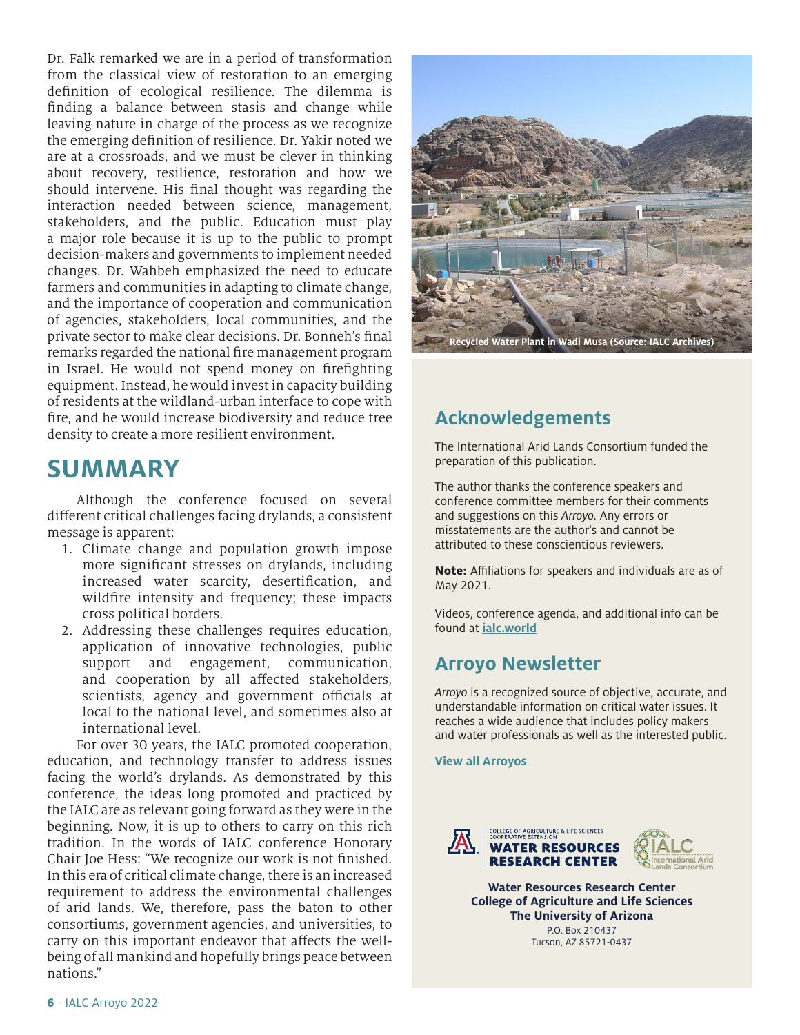Dr. Falk remarked we are in a period of transformation from the classical view of restoration to an emerging definition of ecological resilience. The dilemma is finding a balance between stasis and change while leaving nature in charge of the process as we recognize the emerging definition of resilience. Dr. Yakir noted we are at a crossroads, and we must be clever in thinking about recovery, resilience, restoration and how we should intervene. His final thought was regarding the interaction needed between science, management, stakeholders, and the public. Education must play a major role because it is up to the public to prompt decision-makers and governments to implement needed changes. Dr. Wahbeh emphasized the need to educate farmers and communities in adapting to climate change, and the importance of cooperation and communication of agencies, stakeholders, local communities, and the private sector to make clear decisions. Dr. Bonneh's final remarks regarded the national fire management program in Israel. He would not spend money on firefighting equipment. Instead, he would invest in capacity building of residents at the wildland-urban interface to cope with fire, and he would increase biodiversity and reduce tree density to create a more resilient environment.

## SUMMARY

Although the conference focused on several different critical challenges facing drylands, a consistent message is apparent:

1. Climate change and population growth impose more significant stresses on drylands, including increased water scarcity, desertification, and wildfire intensity and frequency; these impacts cross political borders.
2. Addressing these challenges requires education, application of innovative technologies, public support and engagement, communication, and cooperation by all affected stakeholders, scientists, agency and government officials at local to the national level, and sometimes also at international level.

For over 30 years, the IALC promoted cooperation, education, and technology transfer to address issues facing the world's drylands. As demonstrated by this conference, the ideas long promoted and practiced by the IALC are as relevant going forward as they were in the beginning. Now, it is up to others to carry on this rich tradition. In the words of IALC conference Honorary Chair Joe Hess: "We recognize our work is not finished. In this era of critical climate change, there is an increased requirement to address the environmental challenges of arid lands. We, therefore, pass the baton to other consortiums, government agencies, and universities, to carry on this important endeavor that affects the well-being of all mankind and hopefully brings peace between nations."

Recycled Water Plant in Wadi Musa (Source: IALC Archives)

## Acknowledgements

The International Arid Lands Consortium funded the preparation of this publication.

The author thanks the conference speakers and conference committee members for their comments and suggestions on this *Arroyo*. Any errors or misstatements are the author's and cannot be attributed to these conscientious reviewers.

**Note:** Affiliations for speakers and individuals are as of May 2021.

Videos, conference agenda, and additional info can be found at **ialc.world**

## Arroyo Newsletter

*Arroyo* is a recognized source of objective, accurate, and understandable information on critical water issues. It reaches a wide audience that includes policy makers and water professionals as well as the interested public.

**View all Arroyos**

COLLEGE OF AGRICULTURE & LIFE SCIENCES
COOPERATIVE EXTENSION
WATER RESOURCES RESEARCH CENTER

IALC International Arid Lands Consortium

**Water Resources Research Center**
**College of Agriculture and Life Sciences**
**The University of Arizona**
P.O. Box 210437
Tucson, AZ 85721-0437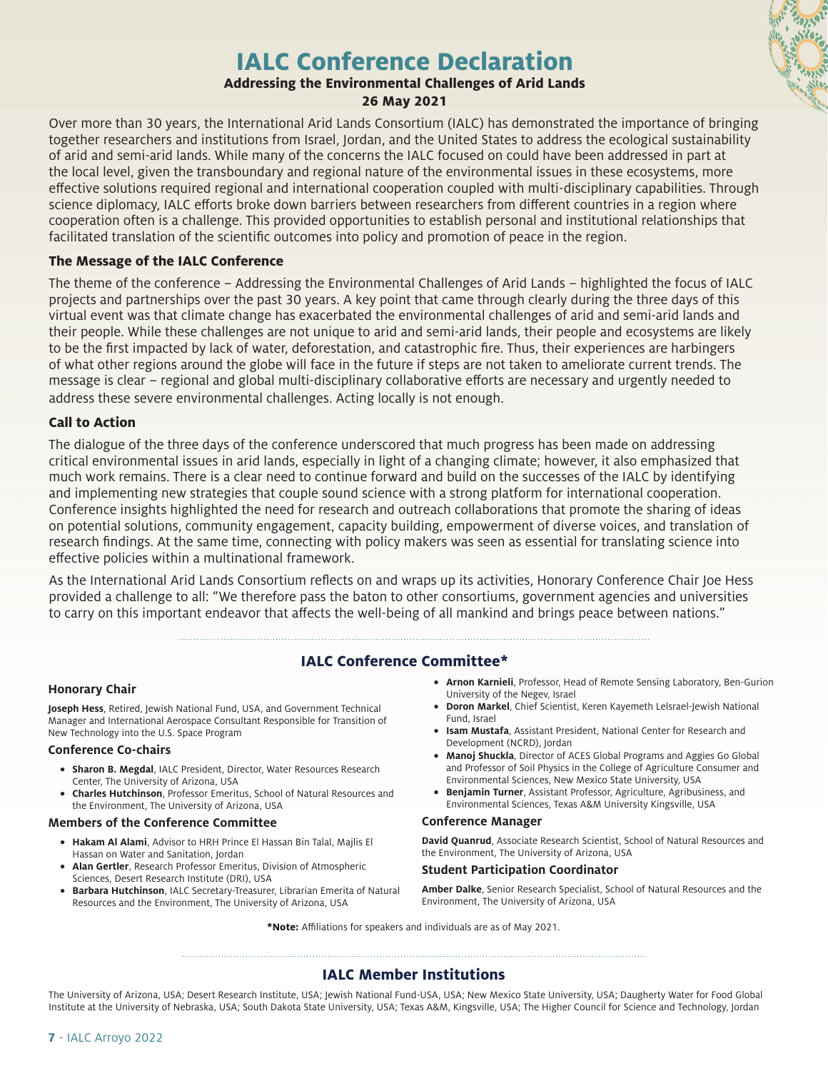# IALC Conference Declaration

**Addressing the Environmental Challenges of Arid Lands**

**26 May 2021**

Over more than 30 years, the International Arid Lands Consortium (IALC) has demonstrated the importance of bringing together researchers and institutions from Israel, Jordan, and the United States to address the ecological sustainability of arid and semi-arid lands. While many of the concerns the IALC focused on could have been addressed in part at the local level, given the transboundary and regional nature of the environmental issues in these ecosystems, more effective solutions required regional and international cooperation coupled with multi-disciplinary capabilities. Through science diplomacy, IALC efforts broke down barriers between researchers from different countries in a region where cooperation often is a challenge. This provided opportunities to establish personal and institutional relationships that facilitated translation of the scientific outcomes into policy and promotion of peace in the region.

### The Message of the IALC Conference

The theme of the conference – Addressing the Environmental Challenges of Arid Lands – highlighted the focus of IALC projects and partnerships over the past 30 years. A key point that came through clearly during the three days of this virtual event was that climate change has exacerbated the environmental challenges of arid and semi-arid lands and their people. While these challenges are not unique to arid and semi-arid lands, their people and ecosystems are likely to be the first impacted by lack of water, deforestation, and catastrophic fire. Thus, their experiences are harbingers of what other regions around the globe will face in the future if steps are not taken to ameliorate current trends. The message is clear – regional and global multi-disciplinary collaborative efforts are necessary and urgently needed to address these severe environmental challenges. Acting locally is not enough.

### Call to Action

The dialogue of the three days of the conference underscored that much progress has been made on addressing critical environmental issues in arid lands, especially in light of a changing climate; however, it also emphasized that much work remains. There is a clear need to continue forward and build on the successes of the IALC by identifying and implementing new strategies that couple sound science with a strong platform for international cooperation. Conference insights highlighted the need for research and outreach collaborations that promote the sharing of ideas on potential solutions, community engagement, capacity building, empowerment of diverse voices, and translation of research findings. At the same time, connecting with policy makers was seen as essential for translating science into effective policies within a multinational framework.

As the International Arid Lands Consortium reflects on and wraps up its activities, Honorary Conference Chair Joe Hess provided a challenge to all: "We therefore pass the baton to other consortiums, government agencies and universities to carry on this important endeavor that affects the well-being of all mankind and brings peace between nations."

## IALC Conference Committee*

### Honorary Chair

**Joseph Hess**, Retired, Jewish National Fund, USA, and Government Technical Manager and International Aerospace Consultant Responsible for Transition of New Technology into the U.S. Space Program

### Conference Co-chairs

- **Sharon B. Megdal**, IALC President, Director, Water Resources Research Center, The University of Arizona, USA
- **Charles Hutchinson**, Professor Emeritus, School of Natural Resources and the Environment, The University of Arizona, USA

### Members of the Conference Committee

- **Hakam Al Alami**, Advisor to HRH Prince El Hassan Bin Talal, Majlis El Hassan on Water and Sanitation, Jordan
- **Alan Gertler**, Research Professor Emeritus, Division of Atmospheric Sciences, Desert Research Institute (DRI), USA
- **Barbara Hutchinson**, IALC Secretary-Treasurer, Librarian Emerita of Natural Resources and the Environment, The University of Arizona, USA
- **Arnon Karnieli**, Professor, Head of Remote Sensing Laboratory, Ben-Gurion University of the Negev, Israel
- **Doron Markel**, Chief Scientist, Keren Kayemeth Lelsrael-Jewish National Fund, Israel
- **Isam Mustafa**, Assistant President, National Center for Research and Development (NCRD), Jordan
- **Manoj Shuckla**, Director of ACES Global Programs and Aggies Go Global and Professor of Soil Physics in the College of Agriculture Consumer and Environmental Sciences, New Mexico State University, USA
- **Benjamin Turner**, Assistant Professor, Agriculture, Agribusiness, and Environmental Sciences, Texas A&M University Kingsville, USA

### Conference Manager

**David Quanrud**, Associate Research Scientist, School of Natural Resources and the Environment, The University of Arizona, USA

### Student Participation Coordinator

**Amber Dalke**, Senior Research Specialist, School of Natural Resources and the Environment, The University of Arizona, USA

***Note:** Affiliations for speakers and individuals are as of May 2021.

## IALC Member Institutions

The University of Arizona, USA; Desert Research Institute, USA; Jewish National Fund-USA, USA; New Mexico State University, USA; Daugherty Water for Food Global Institute at the University of Nebraska, USA; South Dakota State University, USA; Texas A&M, Kingsville, USA; The Higher Council for Science and Technology, Jordan